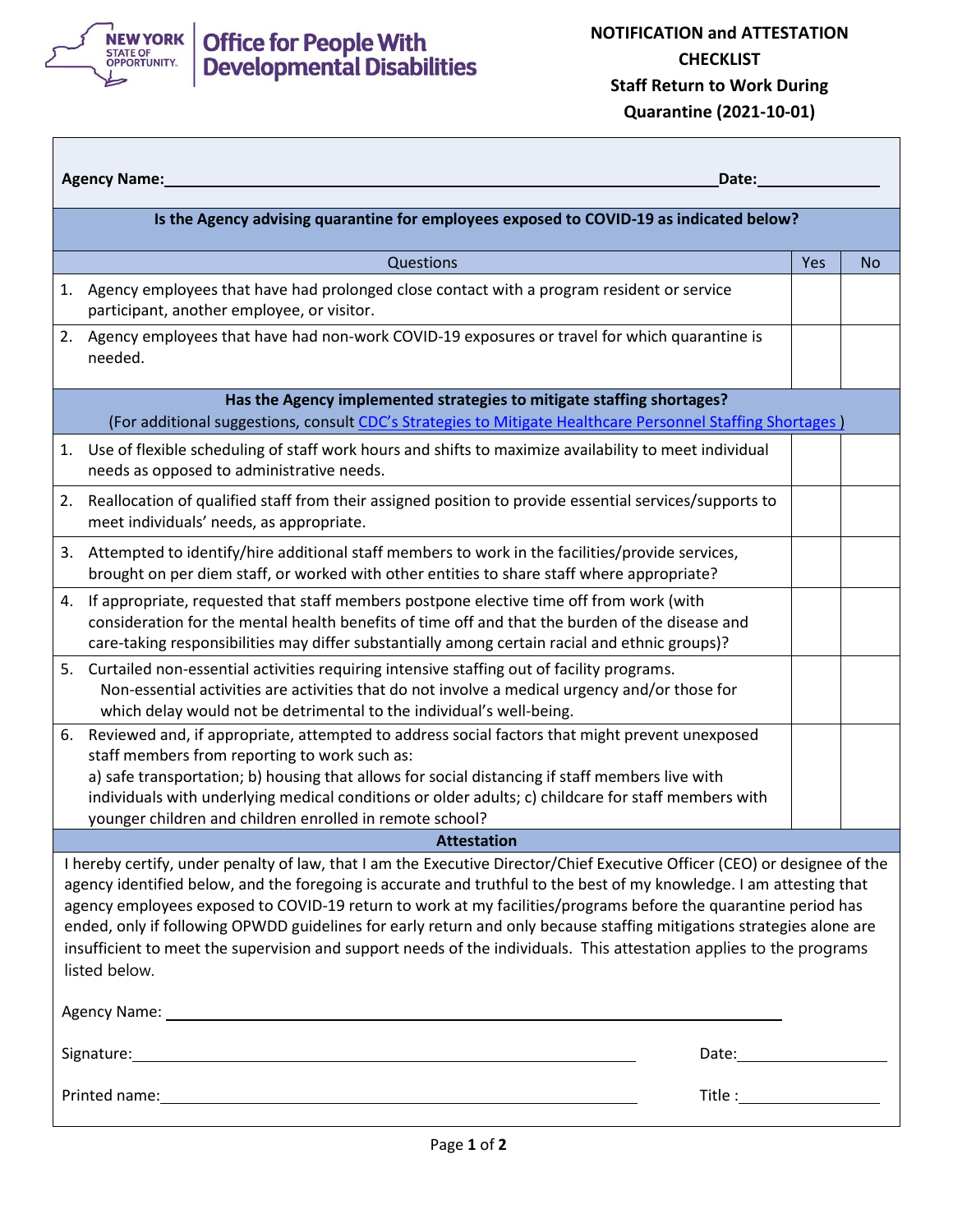New York State of Opportunity | Office for People With Developmental Disabilities

# NOTIFICATION and ATTESTATION CHECKLIST Staff Return to Work During Quarantine (2021-10-01)

**Agency Name:**\_\_\_\_\_\_\_\_\_\_\_\_\_\_\_\_\_\_\_\_\_\_\_\_\_\_\_\_\_\_\_\_\_\_\_\_\_\_\_\_\_\_ **Date:**\_\_\_\_\_\_\_\_\_\_\_\_

**Is the Agency advising quarantine for employees exposed to COVID-19 as indicated below?**

| Questions | Yes | No |
|---|---|---|
| 1. Agency employees that have had prolonged close contact with a program resident or service participant, another employee, or visitor. | | |
| 2. Agency employees that have had non-work COVID-19 exposures or travel for which quarantine is needed. | | |

**Has the Agency implemented strategies to mitigate staffing shortages?**
(For additional suggestions, consult [CDC's Strategies to Mitigate Healthcare Personnel Staffing Shortages](#) )

| Questions | Yes | No |
|---|---|---|
| 1. Use of flexible scheduling of staff work hours and shifts to maximize availability to meet individual needs as opposed to administrative needs. | | |
| 2. Reallocation of qualified staff from their assigned position to provide essential services/supports to meet individuals' needs, as appropriate. | | |
| 3. Attempted to identify/hire additional staff members to work in the facilities/provide services, brought on per diem staff, or worked with other entities to share staff where appropriate? | | |
| 4. If appropriate, requested that staff members postpone elective time off from work (with consideration for the mental health benefits of time off and that the burden of the disease and care-taking responsibilities may differ substantially among certain racial and ethnic groups)? | | |
| 5. Curtailed non-essential activities requiring intensive staffing out of facility programs. Non-essential activities are activities that do not involve a medical urgency and/or those for which delay would not be detrimental to the individual's well-being. | | |
| 6. Reviewed and, if appropriate, attempted to address social factors that might prevent unexposed staff members from reporting to work such as: a) safe transportation; b) housing that allows for social distancing if staff members live with individuals with underlying medical conditions or older adults; c) childcare for staff members with younger children and children enrolled in remote school? | | |

**Attestation**

I hereby certify, under penalty of law, that I am the Executive Director/Chief Executive Officer (CEO) or designee of the agency identified below, and the foregoing is accurate and truthful to the best of my knowledge. I am attesting that agency employees exposed to COVID-19 return to work at my facilities/programs before the quarantine period has ended, only if following OPWDD guidelines for early return and only because staffing mitigations strategies alone are insufficient to meet the supervision and support needs of the individuals. This attestation applies to the programs listed below.

Agency Name: \_\_\_\_\_\_\_\_\_\_\_\_\_\_\_\_\_\_\_\_\_\_\_\_\_\_\_\_\_\_\_\_\_\_\_\_\_\_\_\_

Signature:\_\_\_\_\_\_\_\_\_\_\_\_\_\_\_\_\_\_\_\_\_\_\_\_\_\_\_\_\_\_\_\_\_\_\_\_ Date:\_\_\_\_\_\_\_\_\_\_\_\_

Printed name:\_\_\_\_\_\_\_\_\_\_\_\_\_\_\_\_\_\_\_\_\_\_\_\_\_\_\_\_\_\_\_\_\_ Title :\_\_\_\_\_\_\_\_\_\_\_\_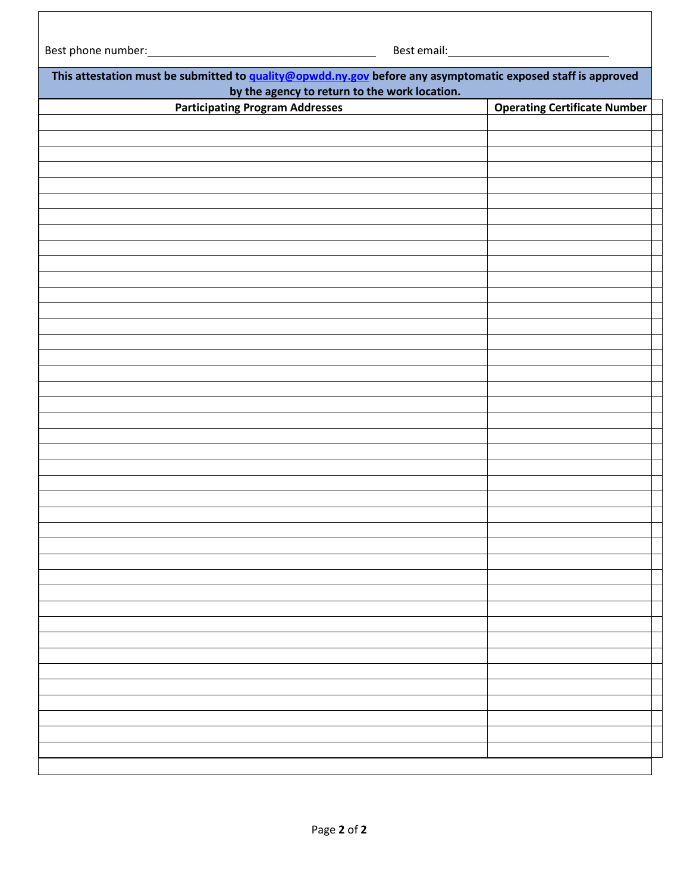Best phone number:\_\_\_\_\_\_\_\_\_\_\_\_\_\_\_\_\_\_\_\_\_\_\_\_\_\_\_\_\_\_\_\_\_\_\_\_ Best email:\_\_\_\_\_\_\_\_\_\_\_\_\_\_\_\_\_\_\_\_\_\_\_\_\_\_

**This attestation must be submitted to [quality@opwdd.ny.gov](mailto:quality@opwdd.ny.gov) before any asymptomatic exposed staff is approved by the agency to return to the work location.**

| Participating Program Addresses | Operating Certificate Number |
|---|---|
| | |
| | |
| | |
| | |
| | |
| | |
| | |
| | |
| | |
| | |
| | |
| | |
| | |
| | |
| | |
| | |
| | |
| | |
| | |
| | |
| | |
| | |
| | |
| | |
| | |
| | |
| | |
| | |
| | |
| | |
| | |
| | |
| | |
| | |
| | |
| | |
| | |
| | |
| | |
| | |
| | |
| | |